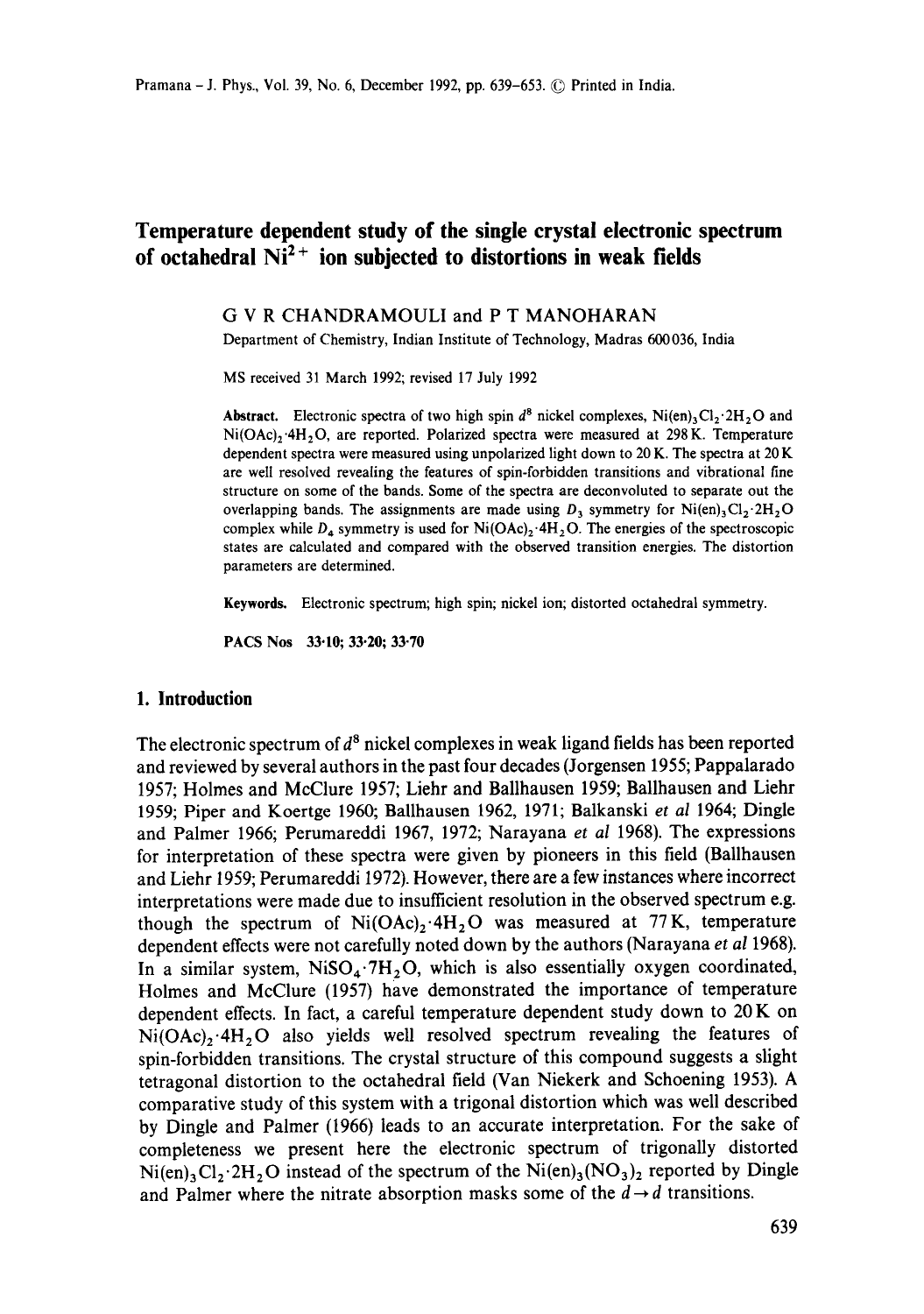# Temperature dependent study of the single crystal electronic spectrum of octahedral $Ni^{2+}$ ion subjected to distortions in weak fields

G V R CHANDRAMOULI and P T MANOHARAN

Department of Chemistry, Indian Institute of Technology, Madras 600 036, India

MS received 31 March 1992; revised 17 July 1992

**Abstract.** Electronic spectra of two high spin $d^8$ nickel complexes, $Ni(en)_3Cl_2 \cdot 2H_2O$ and $Ni(OAc)_2 \cdot 4H_2O$, are reported. Polarized spectra were measured at 298 K. Temperature dependent spectra were measured using unpolarized light down to 20 K. The spectra at 20 K are well resolved revealing the features of spin-forbidden transitions and vibrational fine structure on some of the bands. Some of the spectra are deconvoluted to separate out the overlapping bands. The assignments are made using $D_3$ symmetry for $Ni(en)_3Cl_2 \cdot 2H_2O$ complex while $D_4$ symmetry is used for $Ni(OAc)_2 \cdot 4H_2O$. The energies of the spectroscopic states are calculated and compared with the observed transition energies. The distortion parameters are determined.

**Keywords.** Electronic spectrum; high spin; nickel ion; distorted octahedral symmetry.

**PACS Nos** 33·10; 33·20; 33·70

## 1. Introduction

The electronic spectrum of $d^8$ nickel complexes in weak ligand fields has been reported and reviewed by several authors in the past four decades (Jorgensen 1955; Pappalarado 1957; Holmes and McClure 1957; Liehr and Ballhausen 1959; Ballhausen and Liehr 1959; Piper and Koertge 1960; Ballhausen 1962, 1971; Balkanski *et al* 1964; Dingle and Palmer 1966; Perumareddi 1967, 1972; Narayana *et al* 1968). The expressions for interpretation of these spectra were given by pioneers in this field (Ballhausen and Liehr 1959; Perumareddi 1972). However, there are a few instances where incorrect interpretations were made due to insufficient resolution in the observed spectrum e.g. though the spectrum of $Ni(OAc)_2 \cdot 4H_2O$ was measured at 77 K, temperature dependent effects were not carefully noted down by the authors (Narayana *et al* 1968). In a similar system, $NiSO_4 \cdot 7H_2O$, which is also essentially oxygen coordinated, Holmes and McClure (1957) have demonstrated the importance of temperature dependent effects. In fact, a careful temperature dependent study down to 20 K on $Ni(OAc)_2 \cdot 4H_2O$ also yields well resolved spectrum revealing the features of spin-forbidden transitions. The crystal structure of this compound suggests a slight tetragonal distortion to the octahedral field (Van Niekerk and Schoening 1953). A comparative study of this system with a trigonal distortion which was well described by Dingle and Palmer (1966) leads to an accurate interpretation. For the sake of completeness we present here the electronic spectrum of trigonally distorted $Ni(en)_3Cl_2 \cdot 2H_2O$ instead of the spectrum of the $Ni(en)_3(NO_3)_2$ reported by Dingle and Palmer where the nitrate absorption masks some of the $d \rightarrow d$ transitions.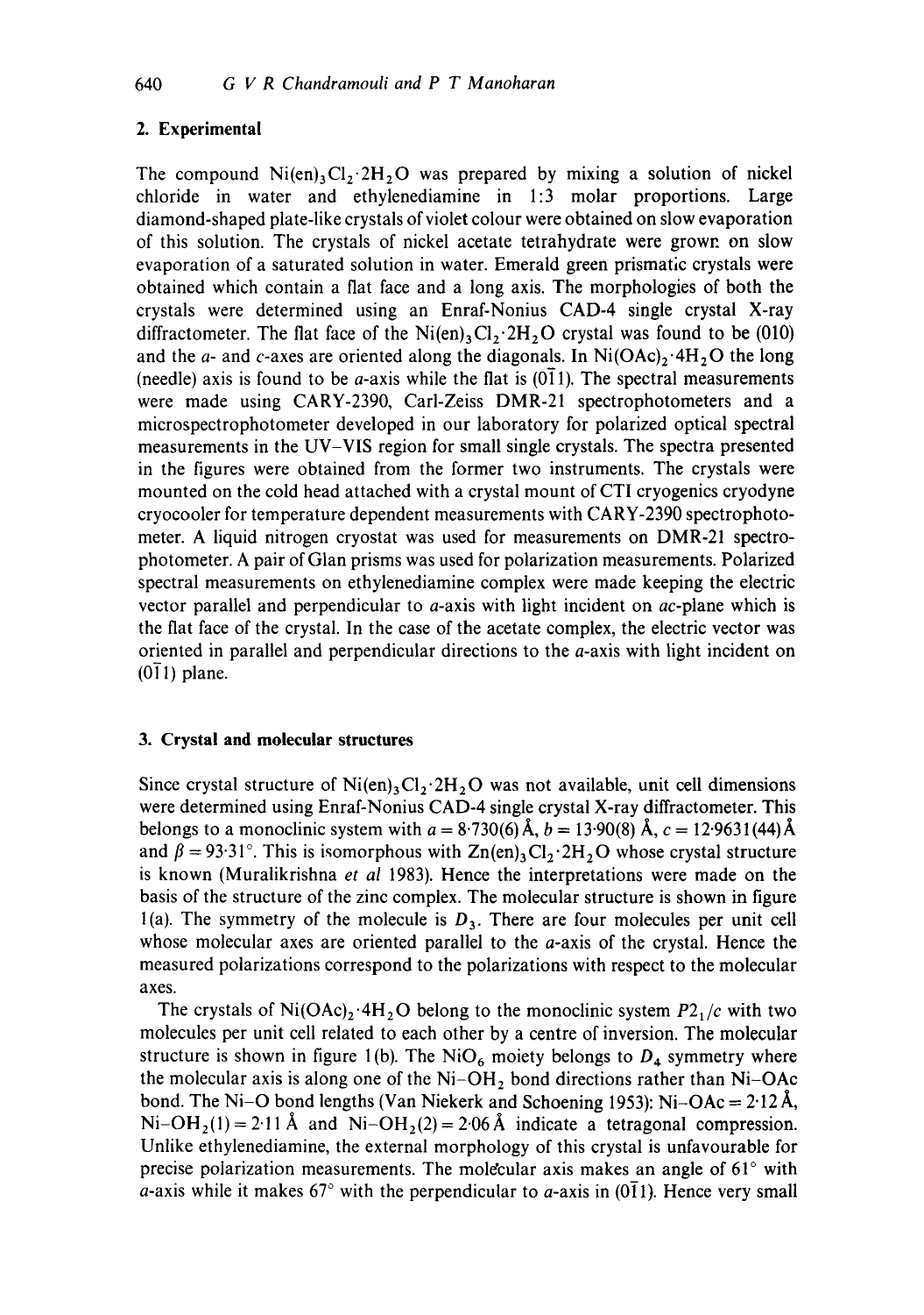## 2. Experimental

The compound $Ni(en)_3Cl_2 \cdot 2H_2O$ was prepared by mixing a solution of nickel chloride in water and ethylenediamine in 1:3 molar proportions. Large diamond-shaped plate-like crystals of violet colour were obtained on slow evaporation of this solution. The crystals of nickel acetate tetrahydrate were grown on slow evaporation of a saturated solution in water. Emerald green prismatic crystals were obtained which contain a flat face and a long axis. The morphologies of both the crystals were determined using an Enraf-Nonius CAD-4 single crystal X-ray diffractometer. The flat face of the $Ni(en)_3Cl_2 \cdot 2H_2O$ crystal was found to be (010) and the *a*- and *c*-axes are oriented along the diagonals. In $Ni(OAc)_2 \cdot 4H_2O$ the long (needle) axis is found to be *a*-axis while the flat is $(0\bar{1}1)$. The spectral measurements were made using CARY-2390, Carl-Zeiss DMR-21 spectrophotometers and a microspectrophotometer developed in our laboratory for polarized optical spectral measurements in the UV–VIS region for small single crystals. The spectra presented in the figures were obtained from the former two instruments. The crystals were mounted on the cold head attached with a crystal mount of CTI cryogenics cryodyne cryocooler for temperature dependent measurements with CARY-2390 spectrophotometer. A liquid nitrogen cryostat was used for measurements on DMR-21 spectrophotometer. A pair of Glan prisms was used for polarization measurements. Polarized spectral measurements on ethylenediamine complex were made keeping the electric vector parallel and perpendicular to *a*-axis with light incident on *ac*-plane which is the flat face of the crystal. In the case of the acetate complex, the electric vector was oriented in parallel and perpendicular directions to the *a*-axis with light incident on $(0\bar{1}1)$ plane.

## 3. Crystal and molecular structures

Since crystal structure of $Ni(en)_3Cl_2 \cdot 2H_2O$ was not available, unit cell dimensions were determined using Enraf-Nonius CAD-4 single crystal X-ray diffractometer. This belongs to a monoclinic system with $a = 8{\cdot}730(6)$ Å, $b = 13{\cdot}90(8)$ Å, $c = 12{\cdot}9631(44)$ Å and $\beta = 93{\cdot}31°$. This is isomorphous with $Zn(en)_3Cl_2 \cdot 2H_2O$ whose crystal structure is known (Muralikrishna *et al* 1983). Hence the interpretations were made on the basis of the structure of the zinc complex. The molecular structure is shown in figure 1(a). The symmetry of the molecule is $D_3$. There are four molecules per unit cell whose molecular axes are oriented parallel to the *a*-axis of the crystal. Hence the measured polarizations correspond to the polarizations with respect to the molecular axes.

The crystals of $Ni(OAc)_2 \cdot 4H_2O$ belong to the monoclinic system $P2_1/c$ with two molecules per unit cell related to each other by a centre of inversion. The molecular structure is shown in figure 1(b). The $NiO_6$ moiety belongs to $D_4$ symmetry where the molecular axis is along one of the Ni–$OH_2$ bond directions rather than Ni–OAc bond. The Ni–O bond lengths (Van Niekerk and Schoening 1953): Ni–OAc = 2·12 Å, Ni–$OH_2$(1) = 2·11 Å and Ni–$OH_2$(2) = 2·06 Å indicate a tetragonal compression. Unlike ethylenediamine, the external morphology of this crystal is unfavourable for precise polarization measurements. The molecular axis makes an angle of 61° with *a*-axis while it makes 67° with the perpendicular to *a*-axis in $(0\bar{1}1)$. Hence very small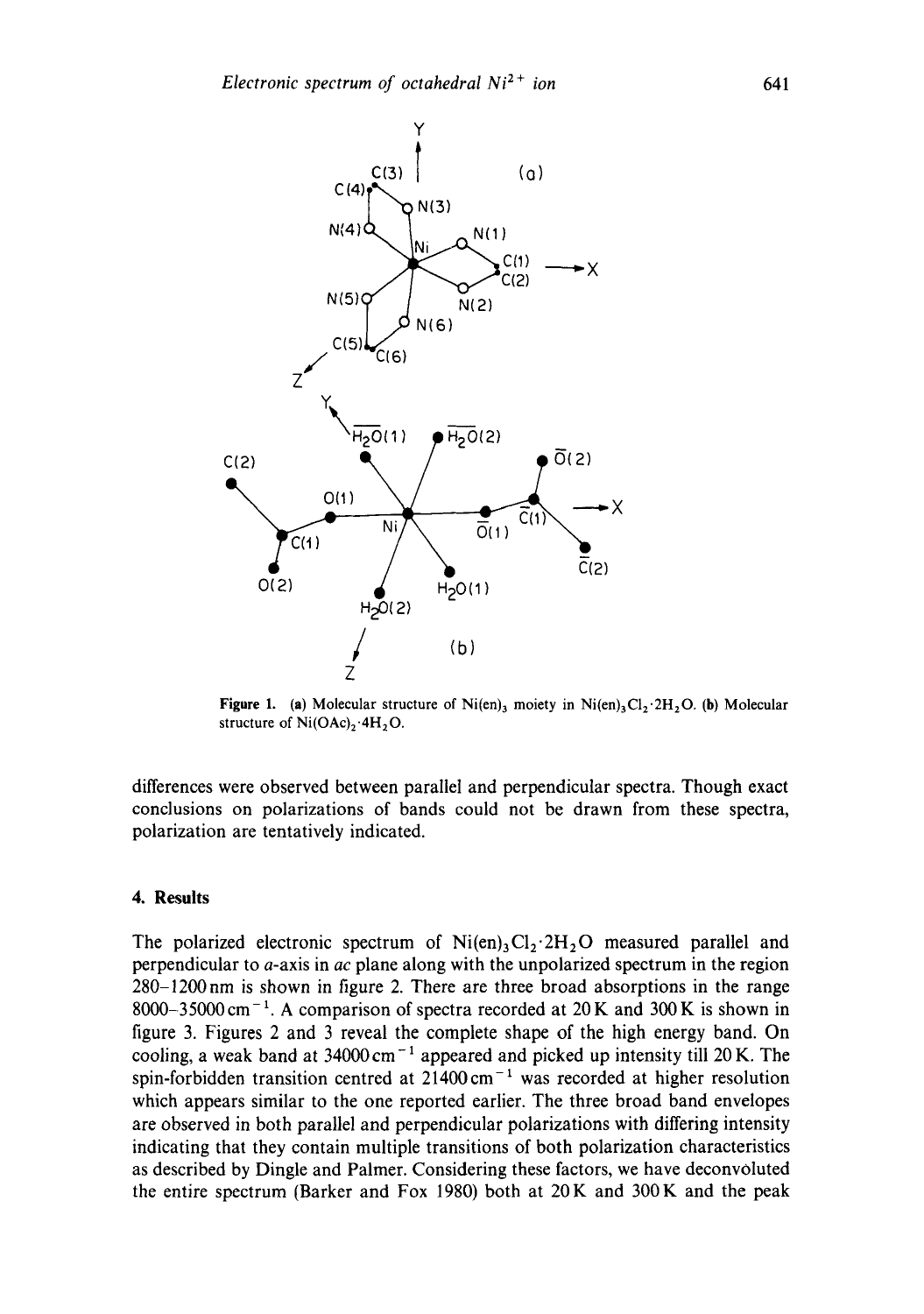**Figure 1.** (a) Molecular structure of $Ni(en)_3$ moiety in $Ni(en)_3Cl_2 \cdot 2H_2O$. (b) Molecular structure of $Ni(OAc)_2 \cdot 4H_2O$.

differences were observed between parallel and perpendicular spectra. Though exact conclusions on polarizations of bands could not be drawn from these spectra, polarization are tentatively indicated.

## 4. Results

The polarized electronic spectrum of $Ni(en)_3Cl_2 \cdot 2H_2O$ measured parallel and perpendicular to $a$-axis in $ac$ plane along with the unpolarized spectrum in the region 280–1200 nm is shown in figure 2. There are three broad absorptions in the range 8000–35000 $cm^{-1}$. A comparison of spectra recorded at 20 K and 300 K is shown in figure 3. Figures 2 and 3 reveal the complete shape of the high energy band. On cooling, a weak band at 34000 $cm^{-1}$ appeared and picked up intensity till 20 K. The spin-forbidden transition centred at 21400 $cm^{-1}$ was recorded at higher resolution which appears similar to the one reported earlier. The three broad band envelopes are observed in both parallel and perpendicular polarizations with differing intensity indicating that they contain multiple transitions of both polarization characteristics as described by Dingle and Palmer. Considering these factors, we have deconvoluted the entire spectrum (Barker and Fox 1980) both at 20 K and 300 K and the peak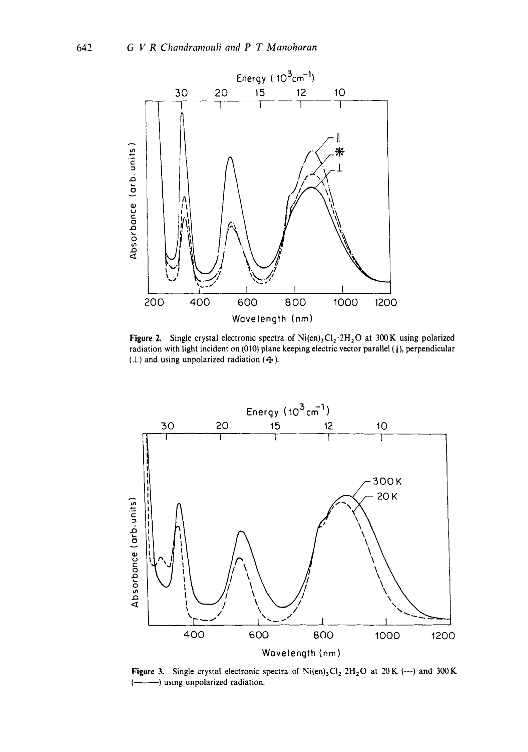**Figure 2.** Single crystal electronic spectra of $Ni(en)_3Cl_2 \cdot 2H_2O$ at 300 K using polarized radiation with light incident on (010) plane keeping electric vector parallel (∥), perpendicular (⊥) and using unpolarized radiation (✣).

**Figure 3.** Single crystal electronic spectra of $Ni(en)_3Cl_2 \cdot 2H_2O$ at 20 K (---) and 300 K (———) using unpolarized radiation.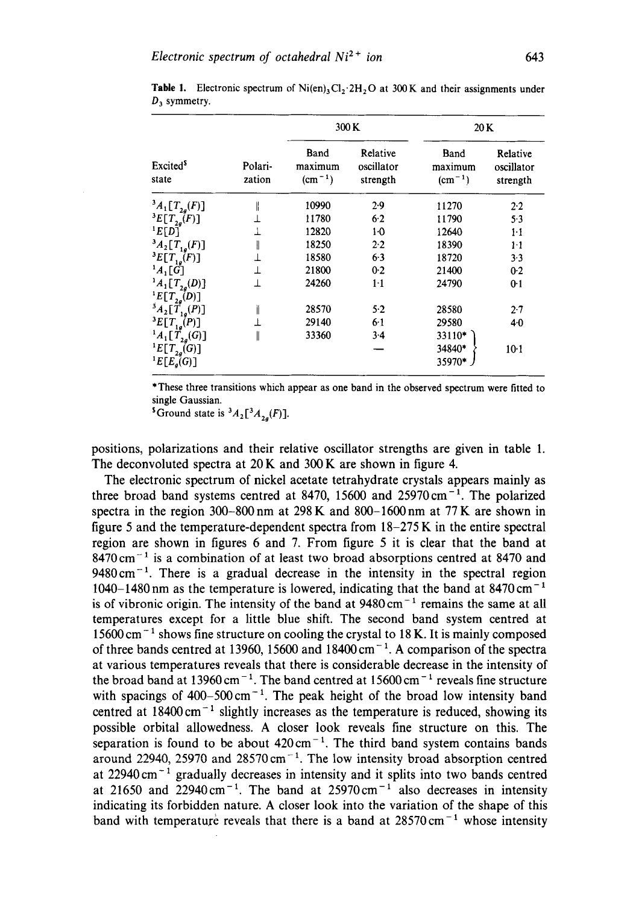**Table 1.** Electronic spectrum of $Ni(en)_3Cl_2 \cdot 2H_2O$ at 300 K and their assignments under $D_3$ symmetry.

| Excited[§] state | Polarization | 300 K Band maximum ($cm^{-1}$) | 300 K Relative oscillator strength | 20 K Band maximum ($cm^{-1}$) | 20 K Relative oscillator strength |
|---|---|---|---|---|---|
| ${}^3A_1[T_{2g}(F)]$ | ∥ | 10990 | 2·9 | 11270 | 2·2 |
| ${}^3E[T_{2g}(F)]$ | ⊥ | 11780 | 6·2 | 11790 | 5·3 |
| ${}^1E[D]$ | ⊥ | 12820 | 1·0 | 12640 | 1·1 |
| ${}^3A_2[T_{1g}(F)]$ | ∥ | 18250 | 2·2 | 18390 | 1·1 |
| ${}^3E[T_{1g}(F)]$ | ⊥ | 18580 | 6·3 | 18720 | 3·3 |
| ${}^1A_1[G]$ | ⊥ | 21800 | 0·2 | 21400 | 0·2 |
| ${}^1A_1[T_{2g}(D)]$ ${}^1E[T_{2g}(D)]$ | ⊥ | 24260 | 1·1 | 24790 | 0·1 |
| ${}^3A_2[T_{1g}(P)]$ | ∥ | 28570 | 5·2 | 28580 | 2·7 |
| ${}^3E[T_{1g}(P)]$ | ⊥ | 29140 | 6·1 | 29580 | 4·0 |
| ${}^1A_1[T_{2g}(G)]$ | ∥ | 33360 | 3·4 | 33110* | 10·1 |
| ${}^1E[T_{2g}(G)]$ | | | — | 34840* | |
| ${}^1E[E_g(G)]$ | | | | 35970* | |

*These three transitions which appear as one band in the observed spectrum were fitted to single Gaussian.

[§]Ground state is ${}^3A_2[{}^3A_{2g}(F)]$.

positions, polarizations and their relative oscillator strengths are given in table 1. The deconvoluted spectra at 20 K and 300 K are shown in figure 4.

The electronic spectrum of nickel acetate tetrahydrate crystals appears mainly as three broad band systems centred at 8470, 15600 and 25970 $cm^{-1}$. The polarized spectra in the region 300–800 nm at 298 K and 800–1600 nm at 77 K are shown in figure 5 and the temperature-dependent spectra from 18–275 K in the entire spectral region are shown in figures 6 and 7. From figure 5 it is clear that the band at 8470 $cm^{-1}$ is a combination of at least two broad absorptions centred at 8470 and 9480 $cm^{-1}$. There is a gradual decrease in the intensity in the spectral region 1040–1480 nm as the temperature is lowered, indicating that the band at 8470 $cm^{-1}$ is of vibronic origin. The intensity of the band at 9480 $cm^{-1}$ remains the same at all temperatures except for a little blue shift. The second band system centred at 15600 $cm^{-1}$ shows fine structure on cooling the crystal to 18 K. It is mainly composed of three bands centred at 13960, 15600 and 18400 $cm^{-1}$. A comparison of the spectra at various temperatures reveals that there is considerable decrease in the intensity of the broad band at 13960 $cm^{-1}$. The band centred at 15600 $cm^{-1}$ reveals fine structure with spacings of 400–500 $cm^{-1}$. The peak height of the broad low intensity band centred at 18400 $cm^{-1}$ slightly increases as the temperature is reduced, showing its possible orbital allowedness. A closer look reveals fine structure on this. The separation is found to be about 420 $cm^{-1}$. The third band system contains bands around 22940, 25970 and 28570 $cm^{-1}$. The low intensity broad absorption centred at 22940 $cm^{-1}$ gradually decreases in intensity and it splits into two bands centred at 21650 and 22940 $cm^{-1}$. The band at 25970 $cm^{-1}$ also decreases in intensity indicating its forbidden nature. A closer look into the variation of the shape of this band with temperature reveals that there is a band at 28570 $cm^{-1}$ whose intensity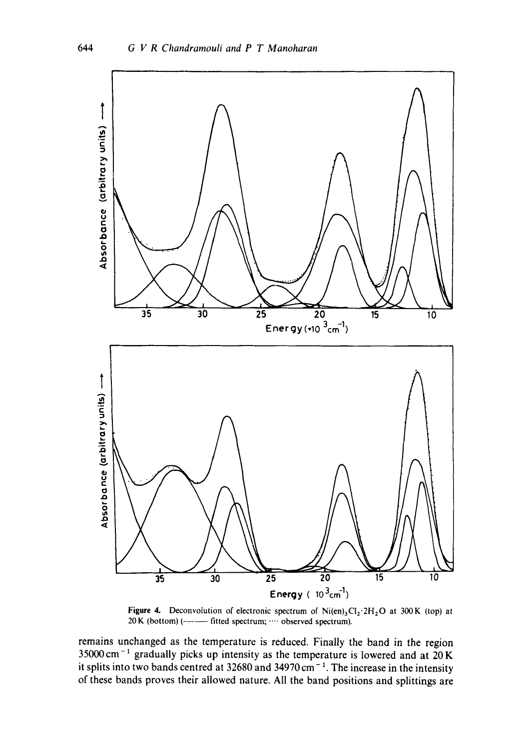**Figure 4.** Deconvolution of electronic spectrum of $Ni(en)_3Cl_2 \cdot 2H_2O$ at 300 K (top) at 20 K (bottom) (——— fitted spectrum; ···· observed spectrum).

remains unchanged as the temperature is reduced. Finally the band in the region 35000 cm$^{-1}$ gradually picks up intensity as the temperature is lowered and at 20 K it splits into two bands centred at 32680 and 34970 cm$^{-1}$. The increase in the intensity of these bands proves their allowed nature. All the band positions and splittings are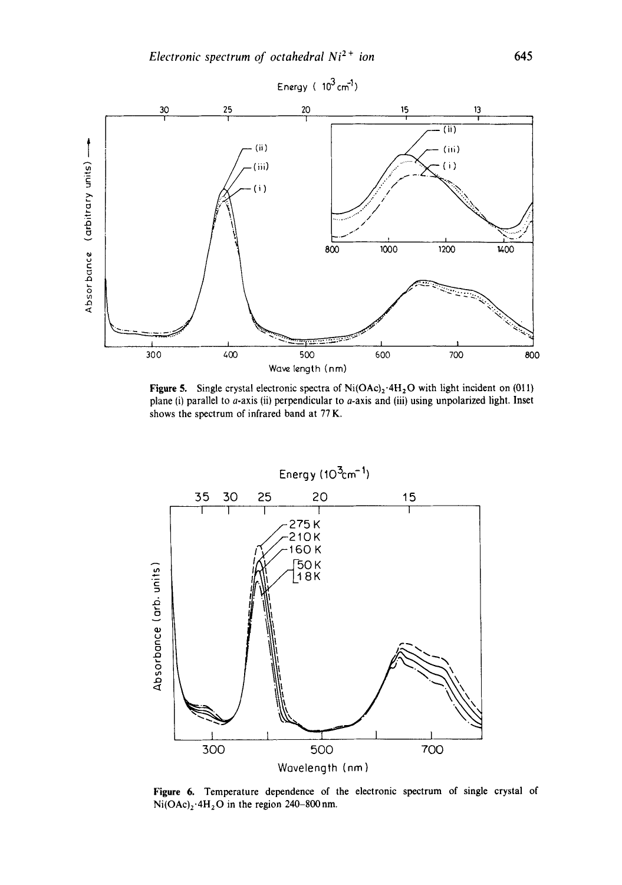**Figure 5.** Single crystal electronic spectra of $Ni(OAc)_2 \cdot 4H_2O$ with light incident on (011) plane (i) parallel to $a$-axis (ii) perpendicular to $a$-axis and (iii) using unpolarized light. Inset shows the spectrum of infrared band at 77 K.

**Figure 6.** Temperature dependence of the electronic spectrum of single crystal of $Ni(OAc)_2 \cdot 4H_2O$ in the region 240–800 nm.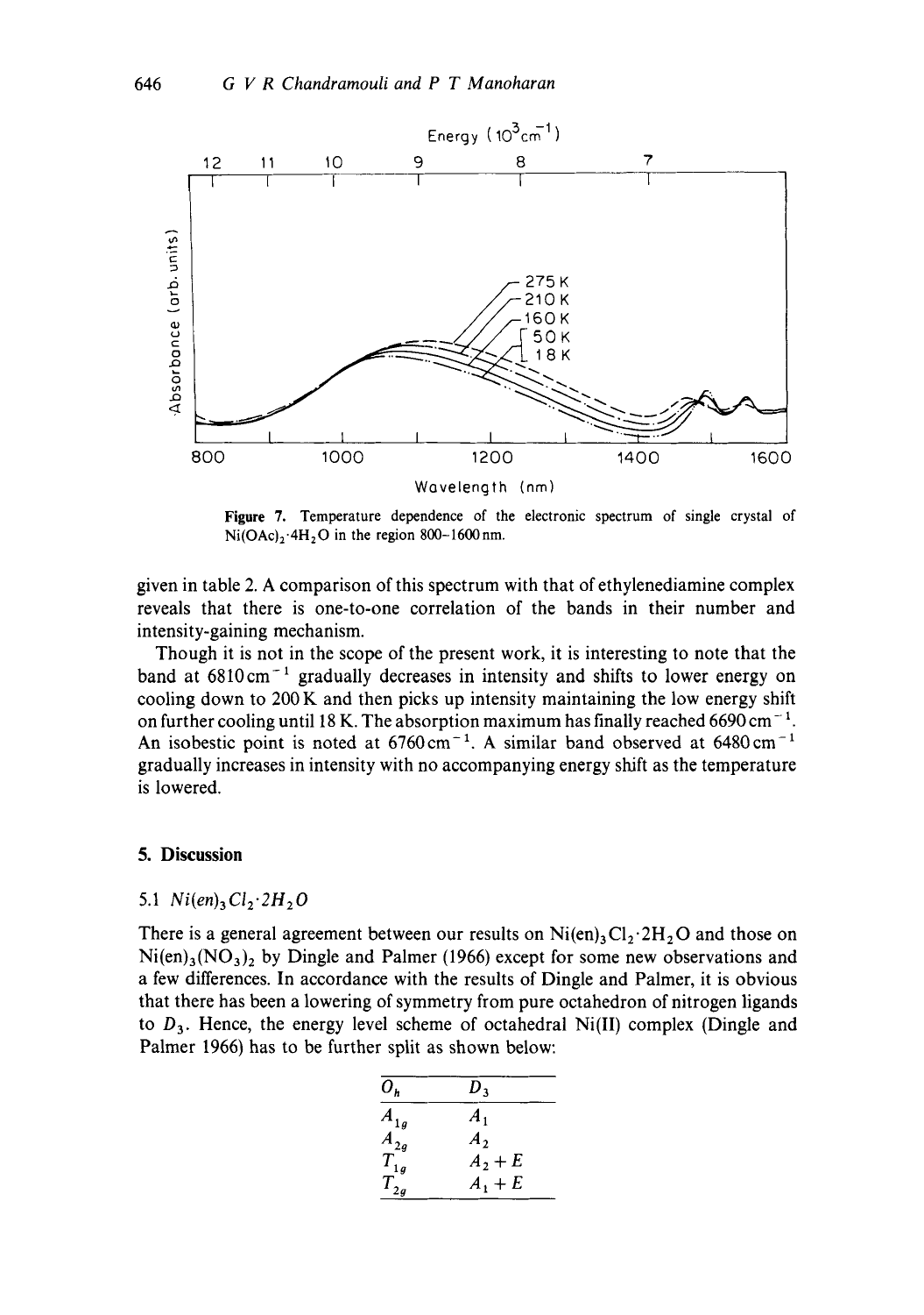Figure 7. Temperature dependence of the electronic spectrum of single crystal of $Ni(OAc)_2 \cdot 4H_2O$ in the region 800–1600 nm.

given in table 2. A comparison of this spectrum with that of ethylenediamine complex reveals that there is one-to-one correlation of the bands in their number and intensity-gaining mechanism.

Though it is not in the scope of the present work, it is interesting to note that the band at 6810 $cm^{-1}$ gradually decreases in intensity and shifts to lower energy on cooling down to 200 K and then picks up intensity maintaining the low energy shift on further cooling until 18 K. The absorption maximum has finally reached 6690 $cm^{-1}$. An isobestic point is noted at 6760 $cm^{-1}$. A similar band observed at 6480 $cm^{-1}$ gradually increases in intensity with no accompanying energy shift as the temperature is lowered.

## 5. Discussion

### 5.1 $Ni(en)_3Cl_2 \cdot 2H_2O$

There is a general agreement between our results on $Ni(en)_3Cl_2 \cdot 2H_2O$ and those on $Ni(en)_3(NO_3)_2$ by Dingle and Palmer (1966) except for some new observations and a few differences. In accordance with the results of Dingle and Palmer, it is obvious that there has been a lowering of symmetry from pure octahedron of nitrogen ligands to $D_3$. Hence, the energy level scheme of octahedral Ni(II) complex (Dingle and Palmer 1966) has to be further split as shown below:

| $O_h$ | $D_3$ |
|---|---|
| $A_{1g}$ | $A_1$ |
| $A_{2g}$ | $A_2$ |
| $T_{1g}$ | $A_2 + E$ |
| $T_{2g}$ | $A_1 + E$ |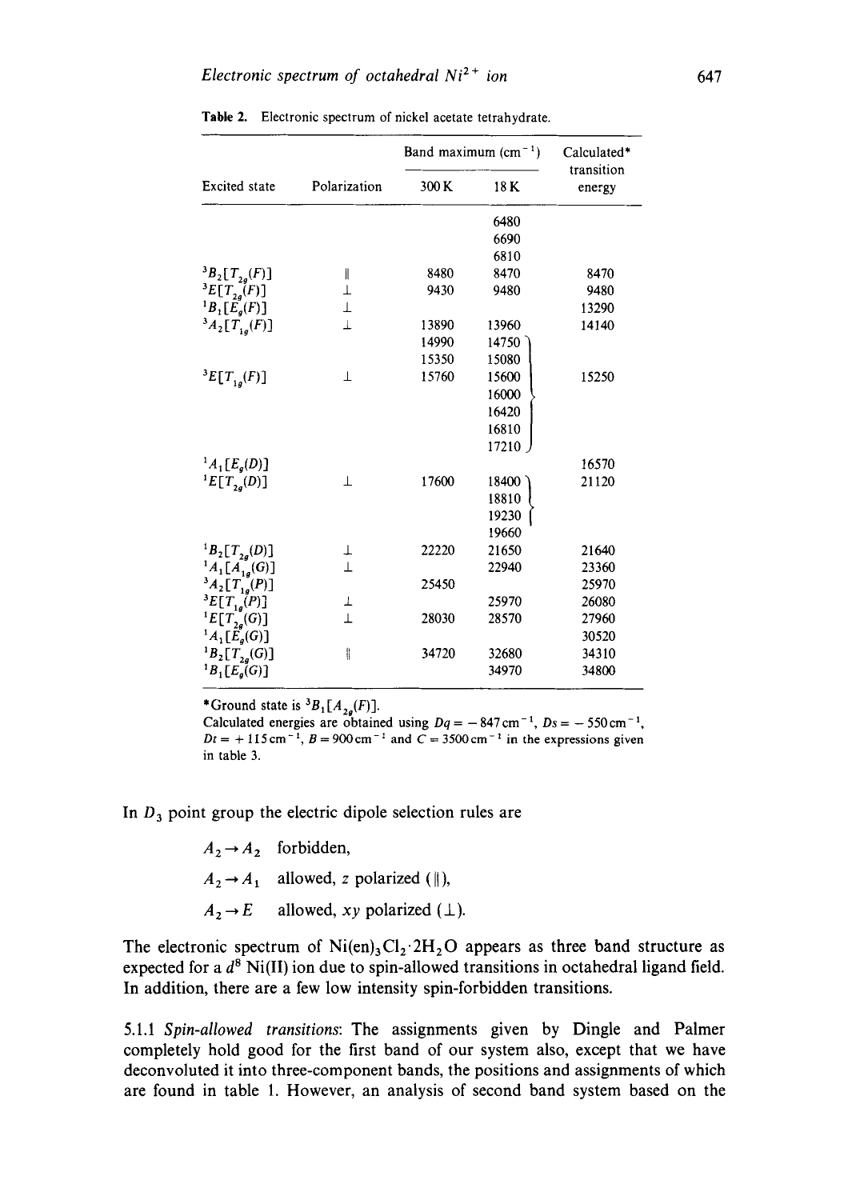**Table 2.** Electronic spectrum of nickel acetate tetrahydrate.

| Excited state | Polarization | Band maximum ($cm^{-1}$) 300 K | 18 K | Calculated* transition energy |
|---|---|---|---|---|
| | | | 6480 | |
| | | | 6690 | |
| | | | 6810 | |
| $^3B_2[T_{2g}(F)]$ | $\parallel$ | 8480 | 8470 | 8470 |
| $^3E[T_{2g}(F)]$ | $\perp$ | 9430 | 9480 | 9480 |
| $^1B_1[E_g(F)]$ | $\perp$ | | | 13290 |
| $^3A_2[T_{1g}(F)]$ | $\perp$ | 13890 | 13960 | 14140 |
| | | 14990 | 14750 | |
| | | 15350 | 15080 | |
| $^3E[T_{1g}(F)]$ | $\perp$ | 15760 | 15600 | 15250 |
| | | | 16000 | |
| | | | 16420 | |
| | | | 16810 | |
| | | | 17210 | |
| $^1A_1[E_g(D)]$ | | | | 16570 |
| $^1E[T_{2g}(D)]$ | $\perp$ | 17600 | 18400 | 21120 |
| | | | 18810 | |
| | | | 19230 | |
| | | | 19660 | |
| $^1B_2[T_{2g}(D)]$ | $\perp$ | 22220 | 21650 | 21640 |
| $^1A_1[A_{1g}(G)]$ | $\perp$ | | 22940 | 23360 |
| $^3A_2[T_{1g}(P)]$ | | 25450 | | 25970 |
| $^3E[T_{1g}(P)]$ | $\perp$ | | 25970 | 26080 |
| $^1E[T_{2g}(G)]$ | $\perp$ | 28030 | 28570 | 27960 |
| $^1A_1[E_g(G)]$ | | | | 30520 |
| $^1B_2[T_{2g}(G)]$ | $\parallel$ | 34720 | 32680 | 34310 |
| $^1B_1[E_g(G)]$ | | | 34970 | 34800 |

*Ground state is $^3B_1[A_{2g}(F)]$.
Calculated energies are obtained using $Dq = -847\,cm^{-1}$, $Ds = -550\,cm^{-1}$, $Dt = +115\,cm^{-1}$, $B = 900\,cm^{-1}$ and $C = 3500\,cm^{-1}$ in the expressions given in table 3.

In $D_3$ point group the electric dipole selection rules are

$A_2 \rightarrow A_2$ forbidden,

$A_2 \rightarrow A_1$ allowed, $z$ polarized ($\parallel$),

$A_2 \rightarrow E$ allowed, $xy$ polarized ($\perp$).

The electronic spectrum of $Ni(en)_3Cl_2 \cdot 2H_2O$ appears as three band structure as expected for a $d^8$ Ni(II) ion due to spin-allowed transitions in octahedral ligand field. In addition, there are a few low intensity spin-forbidden transitions.

5.1.1 *Spin-allowed transitions*: The assignments given by Dingle and Palmer completely hold good for the first band of our system also, except that we have deconvoluted it into three-component bands, the positions and assignments of which are found in table 1. However, an analysis of second band system based on the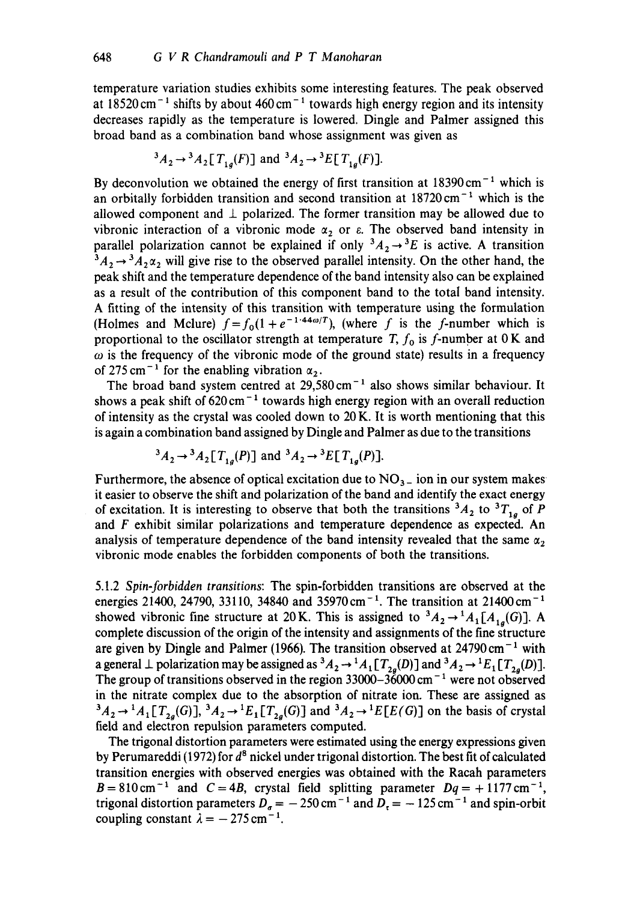temperature variation studies exhibits some interesting features. The peak observed at 18520 cm$^{-1}$ shifts by about 460 cm$^{-1}$ towards high energy region and its intensity decreases rapidly as the temperature is lowered. Dingle and Palmer assigned this broad band as a combination band whose assignment was given as

$$^3A_2 \rightarrow {}^3A_2[T_{1g}(F)] \text{ and } {}^3A_2 \rightarrow {}^3E[T_{1g}(F)].$$

By deconvolution we obtained the energy of first transition at 18390 cm$^{-1}$ which is an orbitally forbidden transition and second transition at 18720 cm$^{-1}$ which is the allowed component and $\perp$ polarized. The former transition may be allowed due to vibronic interaction of a vibronic mode $\alpha_2$ or $\varepsilon$. The observed band intensity in parallel polarization cannot be explained if only $^3A_2 \rightarrow {}^3E$ is active. A transition $^3A_2 \rightarrow {}^3A_2\alpha_2$ will give rise to the observed parallel intensity. On the other hand, the peak shift and the temperature dependence of the band intensity also can be explained as a result of the contribution of this component band to the total band intensity. A fitting of the intensity of this transition with temperature using the formulation (Holmes and Mclure) $f = f_0(1 + e^{-1 \cdot 44\omega/T})$, (where $f$ is the $f$-number which is proportional to the oscillator strength at temperature $T$, $f_0$ is $f$-number at 0 K and $\omega$ is the frequency of the vibronic mode of the ground state) results in a frequency of 275 cm$^{-1}$ for the enabling vibration $\alpha_2$.

The broad band system centred at 29,580 cm$^{-1}$ also shows similar behaviour. It shows a peak shift of 620 cm$^{-1}$ towards high energy region with an overall reduction of intensity as the crystal was cooled down to 20 K. It is worth mentioning that this is again a combination band assigned by Dingle and Palmer as due to the transitions

$$^3A_2 \rightarrow {}^3A_2[T_{1g}(P)] \text{ and } {}^3A_2 \rightarrow {}^3E[T_{1g}(P)].$$

Furthermore, the absence of optical excitation due to $NO_3^-$ ion in our system makes it easier to observe the shift and polarization of the band and identify the exact energy of excitation. It is interesting to observe that both the transitions $^3A_2$ to $^3T_{1g}$ of $P$ and $F$ exhibit similar polarizations and temperature dependence as expected. An analysis of temperature dependence of the band intensity revealed that the same $\alpha_2$ vibronic mode enables the forbidden components of both the transitions.

5.1.2 *Spin-forbidden transitions*: The spin-forbidden transitions are observed at the energies 21400, 24790, 33110, 34840 and 35970 cm$^{-1}$. The transition at 21400 cm$^{-1}$ showed vibronic fine structure at 20 K. This is assigned to $^3A_2 \rightarrow {}^1A_1[A_{1g}(G)]$. A complete discussion of the origin of the intensity and assignments of the fine structure are given by Dingle and Palmer (1966). The transition observed at 24790 cm$^{-1}$ with a general $\perp$ polarization may be assigned as $^3A_2 \rightarrow {}^1A_1[T_{2g}(D)]$ and $^3A_2 \rightarrow {}^1E_1[T_{2g}(D)]$. The group of transitions observed in the region 33000–36000 cm$^{-1}$ were not observed in the nitrate complex due to the absorption of nitrate ion. These are assigned as $^3A_2 \rightarrow {}^1A_1[T_{2g}(G)]$, $^3A_2 \rightarrow {}^1E_1[T_{2g}(G)]$ and $^3A_2 \rightarrow {}^1E[E(G)]$ on the basis of crystal field and electron repulsion parameters computed.

The trigonal distortion parameters were estimated using the energy expressions given by Perumareddi (1972) for $d^8$ nickel under trigonal distortion. The best fit of calculated transition energies with observed energies was obtained with the Racah parameters $B = 810$ cm$^{-1}$ and $C = 4B$, crystal field splitting parameter $Dq = +1177$ cm$^{-1}$, trigonal distortion parameters $D_\sigma = -250$ cm$^{-1}$ and $D_\tau = -125$ cm$^{-1}$ and spin-orbit coupling constant $\lambda = -275$ cm$^{-1}$.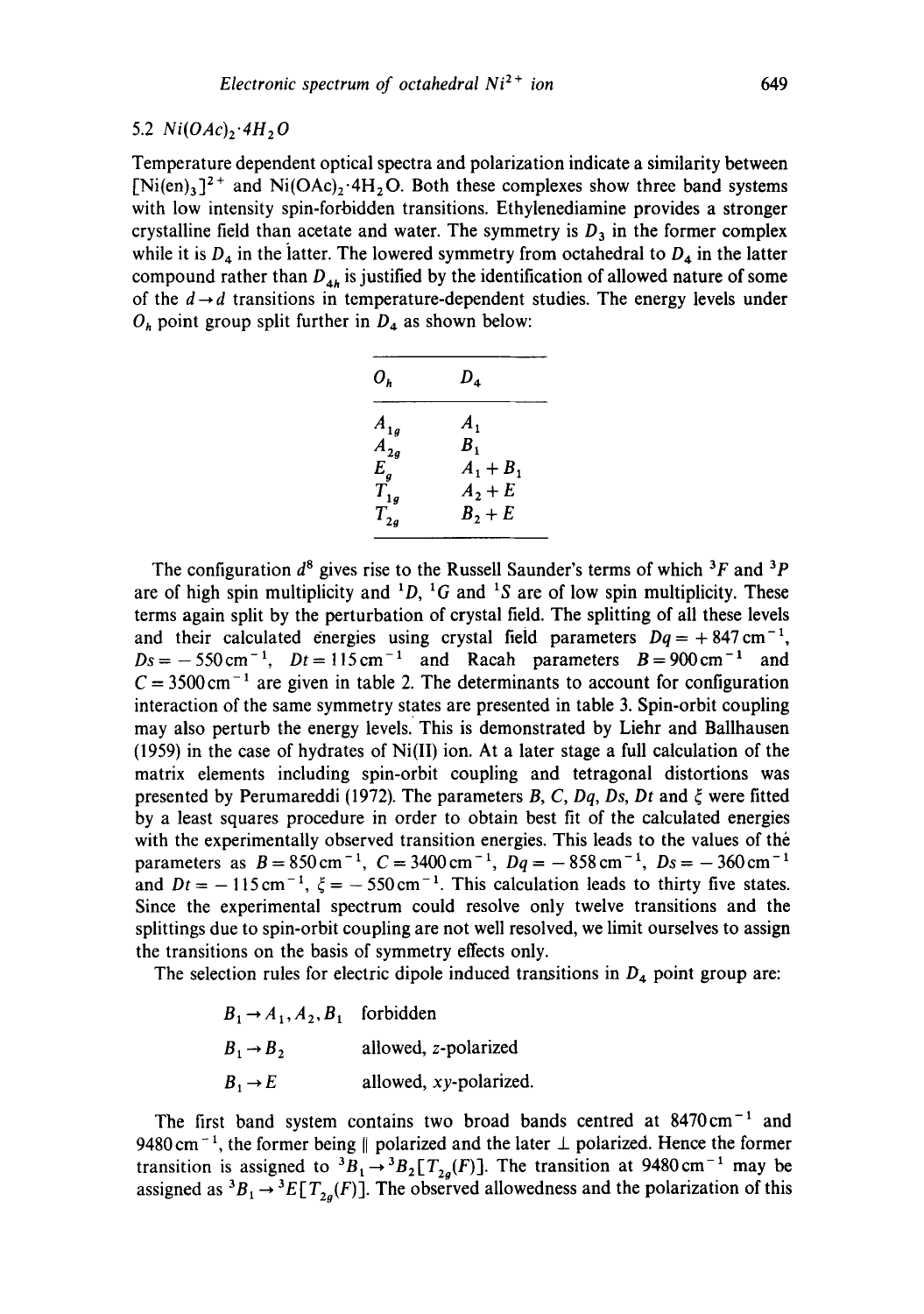### 5.2 $Ni(OAc)_2{\cdot}4H_2O$

Temperature dependent optical spectra and polarization indicate a similarity between $[Ni(en)_3]^{2+}$ and $Ni(OAc)_2{\cdot}4H_2O$. Both these complexes show three band systems with low intensity spin-forbidden transitions. Ethylenediamine provides a stronger crystalline field than acetate and water. The symmetry is $D_3$ in the former complex while it is $D_4$ in the latter. The lowered symmetry from octahedral to $D_4$ in the latter compound rather than $D_{4h}$ is justified by the identification of allowed nature of some of the $d \rightarrow d$ transitions in temperature-dependent studies. The energy levels under $O_h$ point group split further in $D_4$ as shown below:

| $O_h$ | $D_4$ |
|---|---|
| $A_{1g}$ | $A_1$ |
| $A_{2g}$ | $B_1$ |
| $E_g$ | $A_1 + B_1$ |
| $T_{1g}$ | $A_2 + E$ |
| $T_{2g}$ | $B_2 + E$ |

The configuration $d^8$ gives rise to the Russell Saunder's terms of which $^3F$ and $^3P$ are of high spin multiplicity and $^1D$, $^1G$ and $^1S$ are of low spin multiplicity. These terms again split by the perturbation of crystal field. The splitting of all these levels and their calculated energies using crystal field parameters $Dq = +847\,\text{cm}^{-1}$, $Ds = -550\,\text{cm}^{-1}$, $Dt = 115\,\text{cm}^{-1}$ and Racah parameters $B = 900\,\text{cm}^{-1}$ and $C = 3500\,\text{cm}^{-1}$ are given in table 2. The determinants to account for configuration interaction of the same symmetry states are presented in table 3. Spin-orbit coupling may also perturb the energy levels. This is demonstrated by Liehr and Ballhausen (1959) in the case of hydrates of Ni(II) ion. At a later stage a full calculation of the matrix elements including spin-orbit coupling and tetragonal distortions was presented by Perumareddi (1972). The parameters $B$, $C$, $Dq$, $Ds$, $Dt$ and $\xi$ were fitted by a least squares procedure in order to obtain best fit of the calculated energies with the experimentally observed transition energies. This leads to the values of the parameters as $B = 850\,\text{cm}^{-1}$, $C = 3400\,\text{cm}^{-1}$, $Dq = -858\,\text{cm}^{-1}$, $Ds = -360\,\text{cm}^{-1}$ and $Dt = -115\,\text{cm}^{-1}$, $\xi = -550\,\text{cm}^{-1}$. This calculation leads to thirty five states. Since the experimental spectrum could resolve only twelve transitions and the splittings due to spin-orbit coupling are not well resolved, we limit ourselves to assign the transitions on the basis of symmetry effects only.

The selection rules for electric dipole induced transitions in $D_4$ point group are:

| | |
|---|---|
| $B_1 \rightarrow A_1, A_2, B_1$ | forbidden |
| $B_1 \rightarrow B_2$ | allowed, $z$-polarized |
| $B_1 \rightarrow E$ | allowed, $xy$-polarized. |

The first band system contains two broad bands centred at $8470\,\text{cm}^{-1}$ and $9480\,\text{cm}^{-1}$, the former being $\parallel$ polarized and the later $\perp$ polarized. Hence the former transition is assigned to $^3B_1 \rightarrow {}^3B_2[T_{2g}(F)]$. The transition at $9480\,\text{cm}^{-1}$ may be assigned as $^3B_1 \rightarrow {}^3E[T_{2g}(F)]$. The observed allowedness and the polarization of this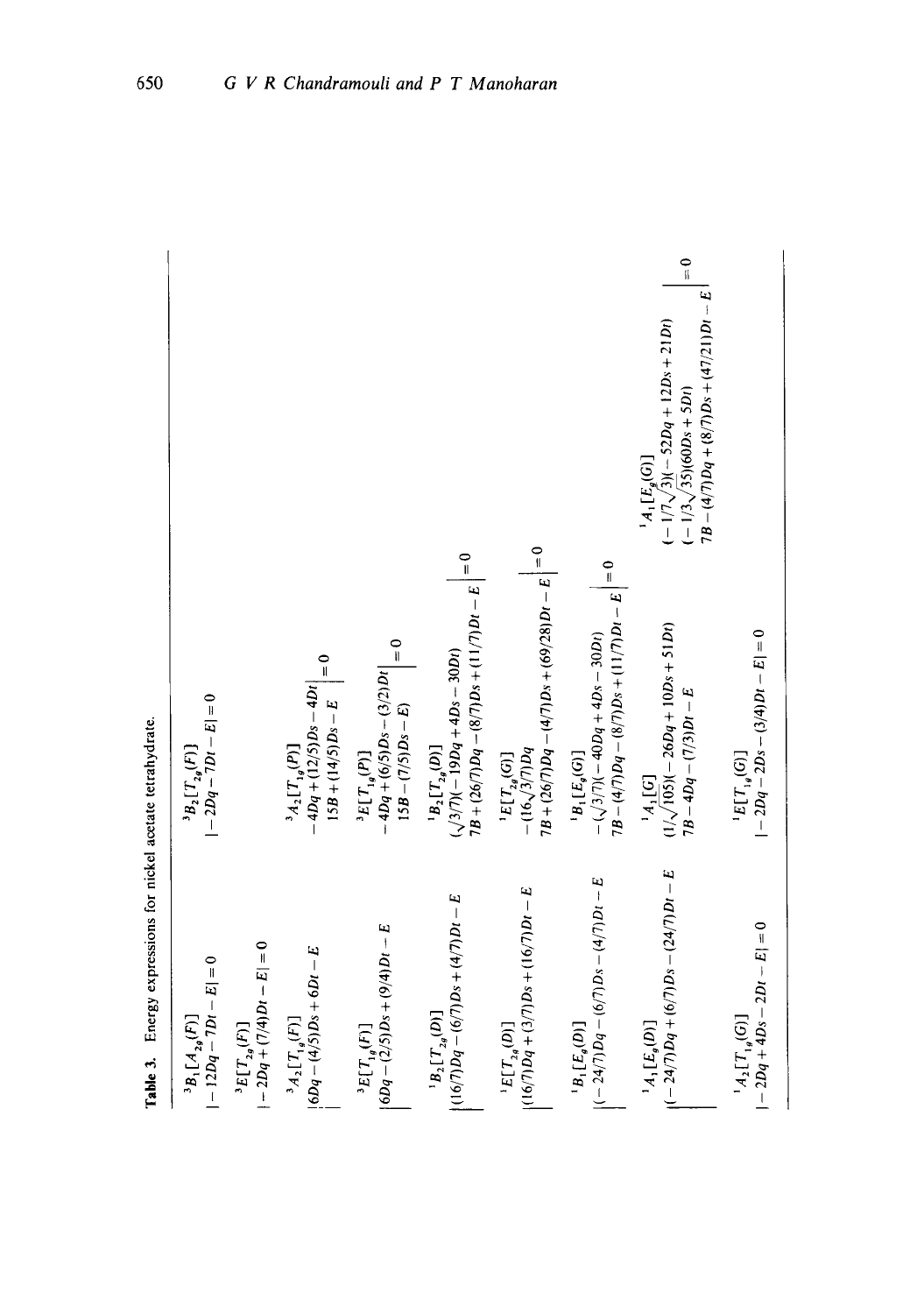**Table 3.** Energy expressions for nickel acetate tetrahydrate.

$^3B_1[A_{2g}(F)]$

$$|-12Dq - 7Dt - E| = 0$$

$^3B_2[T_{2g}(F)]$

$$|-2Dq - 7Dt - E| = 0$$

$^3E[T_{2g}(F)]$

$$|-2Dq + (7/4)Dt - E| = 0$$

$^3A_2[T_{1g}(F)]$ $^3A_2[T_{1g}(P)]$

$$\begin{vmatrix} 6Dq - (4/5)Ds + 6Dt - E & -4Dq + (12/5)Ds - 4Dt \\ & 15B + (14/5)Ds - E \end{vmatrix} = 0$$

$^3E[T_{1g}(F)]$ $^3E[T_{1g}(P)]$

$$\begin{vmatrix} 6Dq - (2/5)Ds + (9/4)Dt - E & -4Dq + (6/5)Ds - (3/2)Dt \\ & 15B - (7/5)Ds - E \end{vmatrix} = 0$$

$^1B_2[T_{2g}(D)]$ $^1B_2[T_{2g}(D)]$

$$\begin{vmatrix} (16/7)Dq - (6/7)Ds + (4/7)Dt - E & (\sqrt{3}/7)(-19Dq + 4Ds - 30Dt) \\ & 7B + (26/7)Dq - (8/7)Ds + (11/7)Dt - E \end{vmatrix} = 0$$

$^1E[T_{2g}(D)]$ $^1E[T_{2g}(G)]$

$$\begin{vmatrix} (16/7)Dq + (3/7)Ds + (16/7)Dt - E & -(16\sqrt{3}/7)Dq \\ & 7B + (26/7)Dq - (4/7)Ds + (69/28)Dt - E \end{vmatrix} = 0$$

$^1B_1[E_g(D)]$ $^1B_1[E_g(G)]$

$$\begin{vmatrix} (-24/7)Dq - (6/7)Ds - (4/7)Dt - E & -(\sqrt{3}/7)(-40Dq + 4Ds - 30Dt) \\ & 7B - (4/7)Dq - (8/7)Ds + (11/7)Dt - E \end{vmatrix} = 0$$

$^1A_1[E_g(D)]$ $^1A_1[G]$ $^1A_1[E_g(G)]$

$$\begin{vmatrix} (-24/7)Dq + (6/7)Ds - (24/7)Dt - E & (1/\sqrt{105})(-26Dq + 10Ds + 51Dt) & (-1/7\sqrt{3})(-52Dq + 12Ds + 21Dt) \\ & 7B - 4Dq - (7/3)Dt - E & (-1/3\sqrt{35})(60Ds + 5Dt) \\ & & 7B - (4/7)Dq + (8/7)Ds + (47/21)Dt - E \end{vmatrix} = 0$$

$^1A_2[T_{1g}(G)]$

$$|-2Dq + 4Ds - 2Dt - E| = 0$$

$^1E[T_{1g}(G)]$

$$|-2Dq - 2Ds - (3/4)Dt - E| = 0$$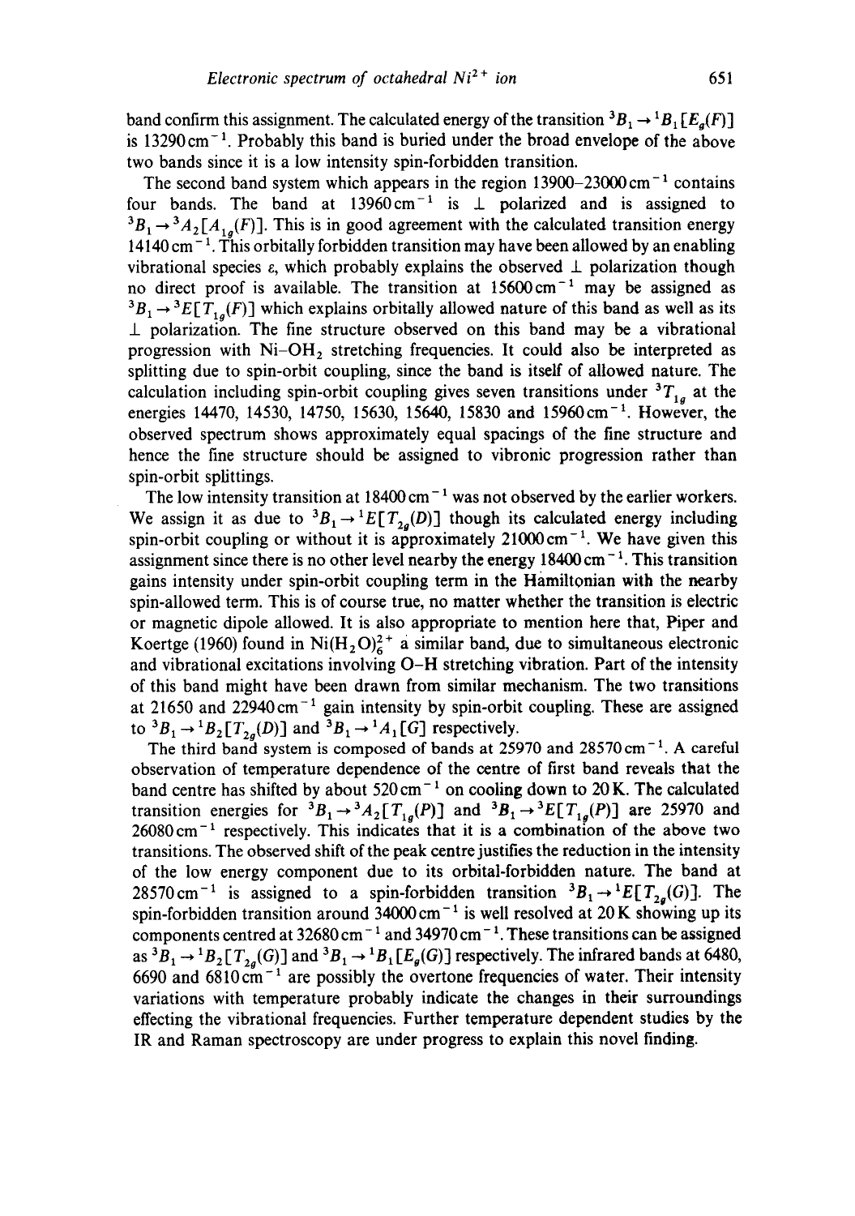band confirm this assignment. The calculated energy of the transition ${}^3B_1 \rightarrow {}^1B_1[E_g(F)]$ is 13290 cm$^{-1}$. Probably this band is buried under the broad envelope of the above two bands since it is a low intensity spin-forbidden transition.

The second band system which appears in the region 13900–23000 cm$^{-1}$ contains four bands. The band at 13960 cm$^{-1}$ is $\perp$ polarized and is assigned to ${}^3B_1 \rightarrow {}^3A_2[A_{1g}(F)]$. This is in good agreement with the calculated transition energy 14140 cm$^{-1}$. This orbitally forbidden transition may have been allowed by an enabling vibrational species $\varepsilon$, which probably explains the observed $\perp$ polarization though no direct proof is available. The transition at 15600 cm$^{-1}$ may be assigned as ${}^3B_1 \rightarrow {}^3E[T_{1g}(F)]$ which explains orbitally allowed nature of this band as well as its $\perp$ polarization. The fine structure observed on this band may be a vibrational progression with Ni–$OH_2$ stretching frequencies. It could also be interpreted as splitting due to spin-orbit coupling, since the band is itself of allowed nature. The calculation including spin-orbit coupling gives seven transitions under ${}^3T_{1g}$ at the energies 14470, 14530, 14750, 15630, 15640, 15830 and 15960 cm$^{-1}$. However, the observed spectrum shows approximately equal spacings of the fine structure and hence the fine structure should be assigned to vibronic progression rather than spin-orbit splittings.

The low intensity transition at 18400 cm$^{-1}$ was not observed by the earlier workers. We assign it as due to ${}^3B_1 \rightarrow {}^1E[T_{2g}(D)]$ though its calculated energy including spin-orbit coupling or without it is approximately 21000 cm$^{-1}$. We have given this assignment since there is no other level nearby the energy 18400 cm$^{-1}$. This transition gains intensity under spin-orbit coupling term in the Hamiltonian with the nearby spin-allowed term. This is of course true, no matter whether the transition is electric or magnetic dipole allowed. It is also appropriate to mention here that, Piper and Koertge (1960) found in $Ni(H_2O)_6^{2+}$ a similar band, due to simultaneous electronic and vibrational excitations involving O–H stretching vibration. Part of the intensity of this band might have been drawn from similar mechanism. The two transitions at 21650 and 22940 cm$^{-1}$ gain intensity by spin-orbit coupling. These are assigned to ${}^3B_1 \rightarrow {}^1B_2[T_{2g}(D)]$ and ${}^3B_1 \rightarrow {}^1A_1[G]$ respectively.

The third band system is composed of bands at 25970 and 28570 cm$^{-1}$. A careful observation of temperature dependence of the centre of first band reveals that the band centre has shifted by about 520 cm$^{-1}$ on cooling down to 20 K. The calculated transition energies for ${}^3B_1 \rightarrow {}^3A_2[T_{1g}(P)]$ and ${}^3B_1 \rightarrow {}^3E[T_{1g}(P)]$ are 25970 and 26080 cm$^{-1}$ respectively. This indicates that it is a combination of the above two transitions. The observed shift of the peak centre justifies the reduction in the intensity of the low energy component due to its orbital-forbidden nature. The band at 28570 cm$^{-1}$ is assigned to a spin-forbidden transition ${}^3B_1 \rightarrow {}^1E[T_{2g}(G)]$. The spin-forbidden transition around 34000 cm$^{-1}$ is well resolved at 20 K showing up its components centred at 32680 cm$^{-1}$ and 34970 cm$^{-1}$. These transitions can be assigned as ${}^3B_1 \rightarrow {}^1B_2[T_{2g}(G)]$ and ${}^3B_1 \rightarrow {}^1B_1[E_g(G)]$ respectively. The infrared bands at 6480, 6690 and 6810 cm$^{-1}$ are possibly the overtone frequencies of water. Their intensity variations with temperature probably indicate the changes in their surroundings effecting the vibrational frequencies. Further temperature dependent studies by the IR and Raman spectroscopy are under progress to explain this novel finding.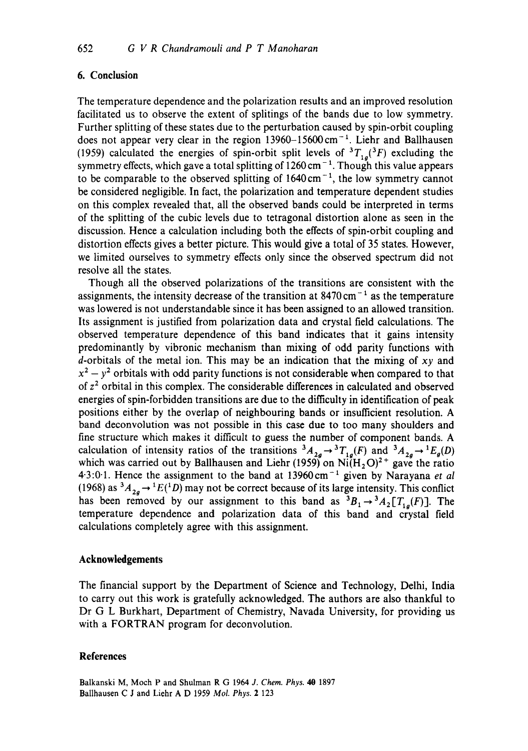## 6. Conclusion

The temperature dependence and the polarization results and an improved resolution facilitated us to observe the extent of splitings of the bands due to low symmetry. Further splitting of these states due to the perturbation caused by spin-orbit coupling does not appear very clear in the region 13960–15600 $cm^{-1}$. Liehr and Ballhausen (1959) calculated the energies of spin-orbit split levels of $^3T_{1g}(^3F)$ excluding the symmetry effects, which gave a total splitting of 1260 $cm^{-1}$. Though this value appears to be comparable to the observed splitting of 1640 $cm^{-1}$, the low symmetry cannot be considered negligible. In fact, the polarization and temperature dependent studies on this complex revealed that, all the observed bands could be interpreted in terms of the splitting of the cubic levels due to tetragonal distortion alone as seen in the discussion. Hence a calculation including both the effects of spin-orbit coupling and distortion effects gives a better picture. This would give a total of 35 states. However, we limited ourselves to symmetry effects only since the observed spectrum did not resolve all the states.

Though all the observed polarizations of the transitions are consistent with the assignments, the intensity decrease of the transition at 8470 $cm^{-1}$ as the temperature was lowered is not understandable since it has been assigned to an allowed transition. Its assignment is justified from polarization data and crystal field calculations. The observed temperature dependence of this band indicates that it gains intensity predominantly by vibronic mechanism than mixing of odd parity functions with $d$-orbitals of the metal ion. This may be an indication that the mixing of $xy$ and $x^2 - y^2$ orbitals with odd parity functions is not considerable when compared to that of $z^2$ orbital in this complex. The considerable differences in calculated and observed energies of spin-forbidden transitions are due to the difficulty in identification of peak positions either by the overlap of neighbouring bands or insufficient resolution. A band deconvolution was not possible in this case due to too many shoulders and fine structure which makes it difficult to guess the number of component bands. A calculation of intensity ratios of the transitions $^3A_{2g} \rightarrow {}^3T_{1g}(F)$ and $^3A_{2g} \rightarrow {}^1E_g(D)$ which was carried out by Ballhausen and Liehr (1959) on $Ni(H_2O)^{2+}$ gave the ratio 4·3:0·1. Hence the assignment to the band at 13960 $cm^{-1}$ given by Narayana *et al* (1968) as $^3A_{2g} \rightarrow {}^1E(^1D)$ may not be correct because of its large intensity. This conflict has been removed by our assignment to this band as $^3B_1 \rightarrow {}^3A_2[T_{1g}(F)]$. The temperature dependence and polarization data of this band and crystal field calculations completely agree with this assignment.

## Acknowledgements

The financial support by the Department of Science and Technology, Delhi, India to carry out this work is gratefully acknowledged. The authors are also thankful to Dr G L Burkhart, Department of Chemistry, Navada University, for providing us with a FORTRAN program for deconvolution.

## References

Balkanski M, Moch P and Shulman R G 1964 *J. Chem. Phys.* **40** 1897
Ballhausen C J and Liehr A D 1959 *Mol. Phys.* **2** 123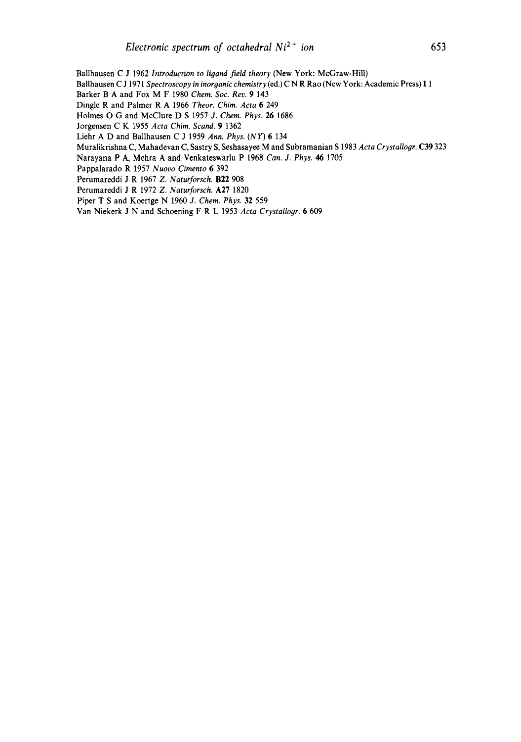Ballhausen C J 1962 *Introduction to ligand field theory* (New York: McGraw-Hill)

Ballhausen C J 1971 *Spectroscopy in inorganic chemistry* (ed.) C N R Rao (New York: Academic Press) **1** 1

Barker B A and Fox M F 1980 *Chem. Soc. Rev.* **9** 143

Dingle R and Palmer R A 1966 *Theor. Chim. Acta* **6** 249

Holmes O G and McClure D S 1957 *J. Chem. Phys.* **26** 1686

Jorgensen C K 1955 *Acta Chim. Scand.* **9** 1362

Liehr A D and Ballhausen C J 1959 *Ann. Phys. (NY)* **6** 134

Muralikrishna C, Mahadevan C, Sastry S, Seshasayee M and Subramanian S 1983 *Acta Crystallogr.* **C39** 323

Narayana P A, Mehra A and Venkateswarlu P 1968 *Can. J. Phys.* **46** 1705

Pappalarado R 1957 *Nuovo Cimento* **6** 392

Perumareddi J R 1967 *Z. Naturforsch.* **B22** 908

Perumareddi J R 1972 *Z. Naturforsch.* **A27** 1820

Piper T S and Koertge N 1960 *J. Chem. Phys.* **32** 559

Van Niekerk J N and Schoening F R L 1953 *Acta Crystallogr.* **6** 609